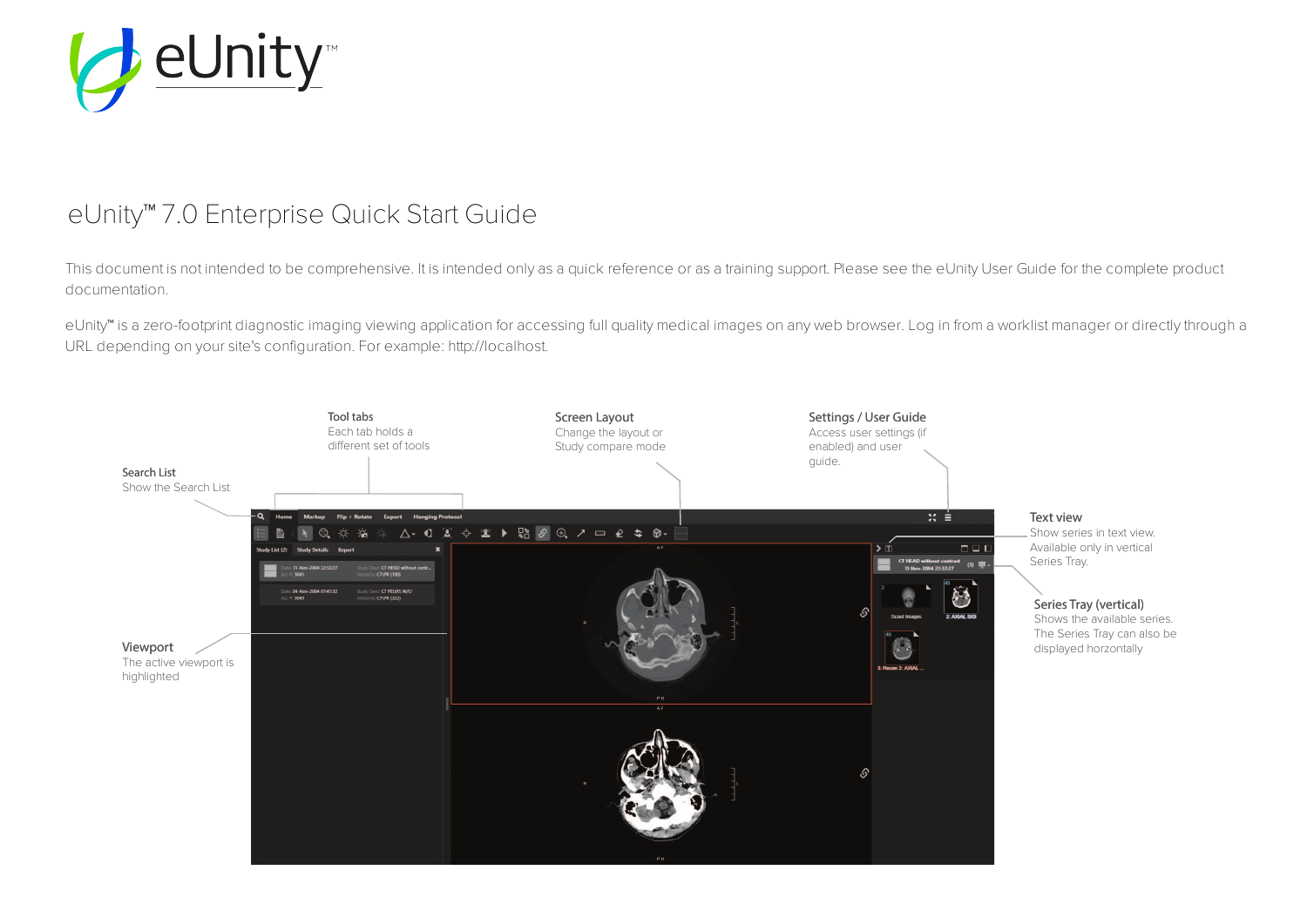# eUnity™ 7.0 Enterprise Quick Start Guide

This document is not intended to be comprehensive. It is intended only as a quick reference or as a training support. Please see the eUnity User Guide for the complete product documentation.

eUnity™ is a zero-footprint diagnostic imaging viewing application for accessing full quality medical images on any web browser. Log in from a worklist manager or directly through a URL depending on your site's configuration. For example: http://localhost.

**Search List**
Show the Search List

**Tool tabs**
Each tab holds a different set of tools

**Screen Layout**
Change the layout or Study compare mode

**Settings / User Guide**
Access user settings (if enabled) and user guide.

**Text view**
Show series in text view. Available only in vertical Series Tray.

**Series Tray (vertical)**
Shows the available series. The Series Tray can also be displayed horzontally

**Viewport**
The active viewport is highlighted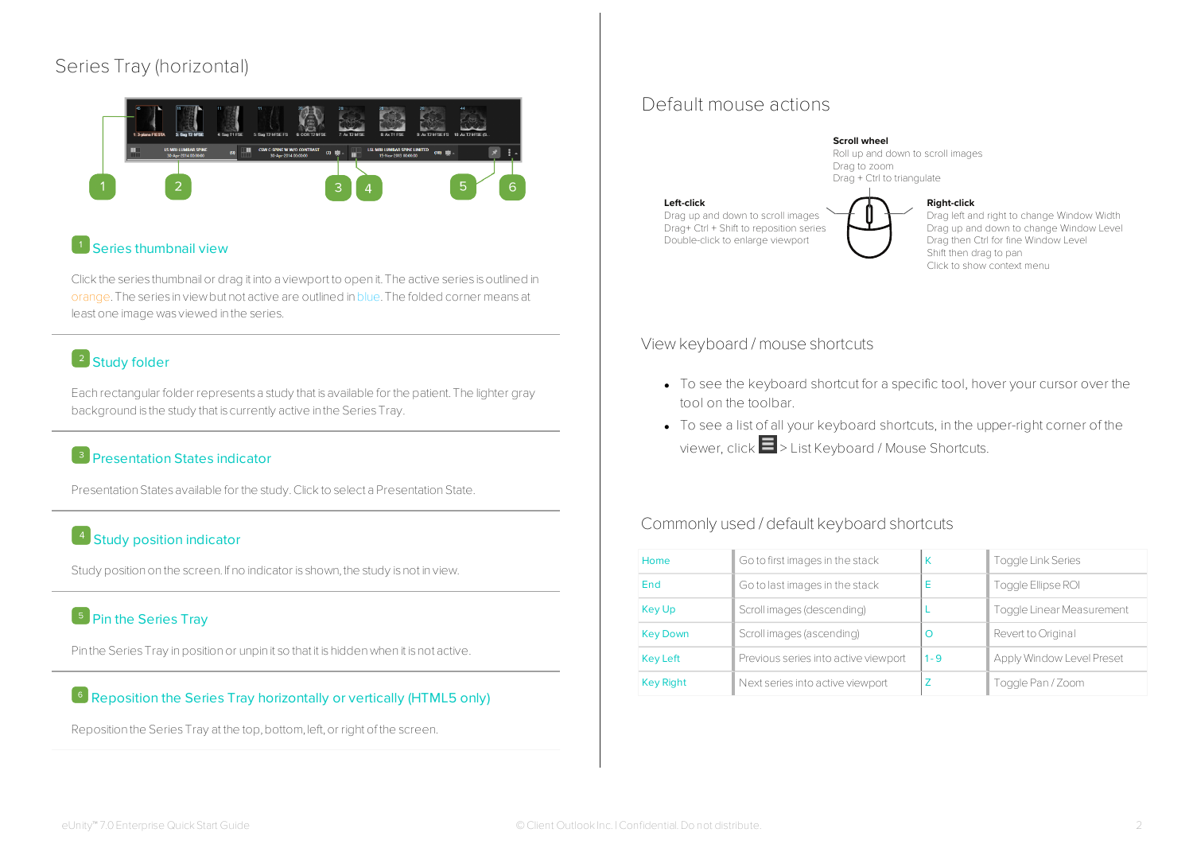## Series Tray (horizontal)

### 1 Series thumbnail view

Click the series thumbnail or drag it into a viewport to open it. The active series is outlined in orange. The series in view but not active are outlined in blue. The folded corner means at least one image was viewed in the series.

### 2 Study folder

Each rectangular folder represents a study that is available for the patient. The lighter gray background is the study that is currently active in the Series Tray.

### 3 Presentation States indicator

Presentation States available for the study. Click to select a Presentation State.

### 4 Study position indicator

Study position on the screen. If no indicator is shown, the study is not in view.

### 5 Pin the Series Tray

Pin the Series Tray in position or unpin it so that it is hidden when it is not active.

### 6 Reposition the Series Tray horizontally or vertically (HTML5 only)

Reposition the Series Tray at the top, bottom, left, or right of the screen.

## Default mouse actions

**Scroll wheel**
Roll up and down to scroll images
Drag to zoom
Drag + Ctrl to triangulate

**Left-click**
Drag up and down to scroll images
Drag+ Ctrl + Shift to reposition series
Double-click to enlarge viewport

**Right-click**
Drag left and right to change Window Width
Drag up and down to change Window Level
Drag then Ctrl for fine Window Level
Shift then drag to pan
Click to show context menu

## View keyboard / mouse shortcuts

- To see the keyboard shortcut for a specific tool, hover your cursor over the tool on the toolbar.
- To see a list of all your keyboard shortcuts, in the upper-right corner of the viewer, click ☰ > List Keyboard / Mouse Shortcuts.

## Commonly used / default keyboard shortcuts

| | | | |
|---|---|---|---|
| Home | Go to first images in the stack | K | Toggle Link Series |
| End | Go to last images in the stack | E | Toggle Ellipse ROI |
| Key Up | Scroll images (descending) | L | Toggle Linear Measurement |
| Key Down | Scroll images (ascending) | O | Revert to Original |
| Key Left | Previous series into active viewport | 1 - 9 | Apply Window Level Preset |
| Key Right | Next series into active viewport | Z | Toggle Pan / Zoom |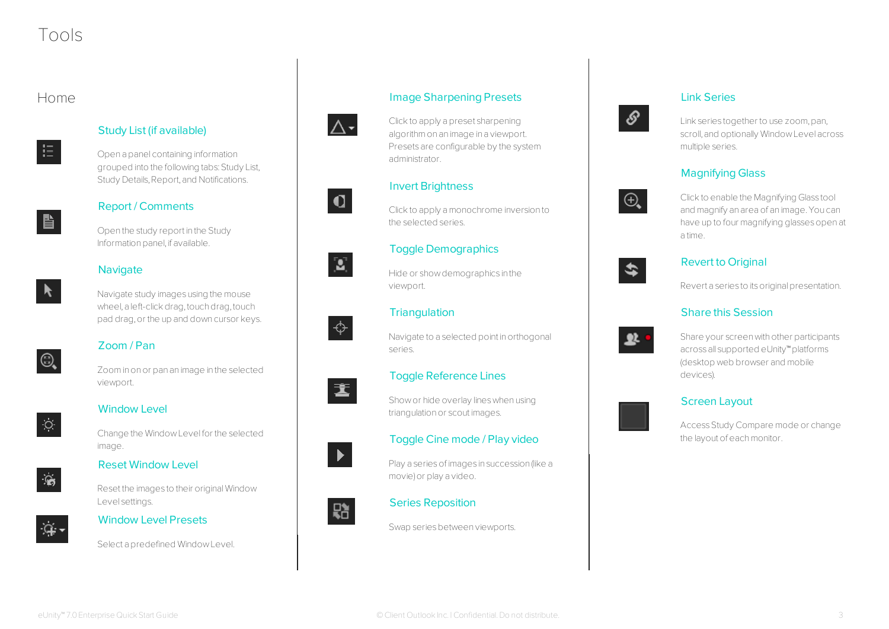# Tools

## Home

### Study List (if available)

Open a panel containing information grouped into the following tabs: Study List, Study Details, Report, and Notifications.

### Report / Comments

Open the study report in the Study Information panel, if available.

### Navigate

Navigate study images using the mouse wheel, a left-click drag, touch drag, touch pad drag, or the up and down cursor keys.

### Zoom / Pan

Zoom in on or pan an image in the selected viewport.

### Window Level

Change the Window Level for the selected image.

### Reset Window Level

Reset the images to their original Window Level settings.

### Window Level Presets

Select a predefined Window Level.

### Image Sharpening Presets

Click to apply a preset sharpening algorithm on an image in a viewport. Presets are configurable by the system administrator.

### Invert Brightness

Click to apply a monochrome inversion to the selected series.

### Toggle Demographics

Hide or show demographics in the viewport.

### Triangulation

Navigate to a selected point in orthogonal series.

### Toggle Reference Lines

Show or hide overlay lines when using triangulation or scout images.

### Toggle Cine mode / Play video

Play a series of images in succession (like a movie) or play a video.

### Series Reposition

Swap series between viewports.

### Link Series

Link series together to use zoom, pan, scroll, and optionally Window Level across multiple series.

### Magnifying Glass

Click to enable the Magnifying Glass tool and magnify an area of an image. You can have up to four magnifying glasses open at a time.

### Revert to Original

Revert a series to its original presentation.

### Share this Session

Share your screen with other participants across all supported eUnity™ platforms (desktop web browser and mobile devices).

### Screen Layout

Access Study Compare mode or change the layout of each monitor.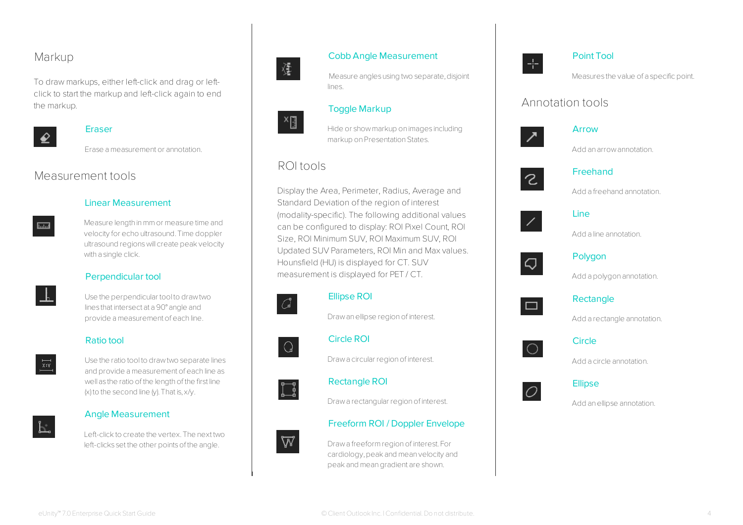## Markup

To draw markups, either left-click and drag or left-click to start the markup and left-click again to end the markup.

### Eraser

Erase a measurement or annotation.

## Measurement tools

### Linear Measurement

Measure length in mm or measure time and velocity for echo ultrasound. Time doppler ultrasound regions will create peak velocity with a single click.

### Perpendicular tool

Use the perpendicular tool to draw two lines that intersect at a 90° angle and provide a measurement of each line.

### Ratio tool

Use the ratio tool to draw two separate lines and provide a measurement of each line as well as the ratio of the length of the first line (x) to the second line (y). That is, x/y.

### Angle Measurement

Left-click to create the vertex. The next two left-clicks set the other points of the angle.

### Cobb Angle Measurement

Measure angles using two separate, disjoint lines.

### Toggle Markup

Hide or show markup on images including markup on Presentation States.

## ROI tools

Display the Area, Perimeter, Radius, Average and Standard Deviation of the region of interest (modality-specific). The following additional values can be configured to display: ROI Pixel Count, ROI Size, ROI Minimum SUV, ROI Maximum SUV, ROI Updated SUV Parameters, ROI Min and Max values. Hounsfield (HU) is displayed for CT. SUV measurement is displayed for PET / CT.

### Ellipse ROI

Draw an ellipse region of interest.

### Circle ROI

Draw a circular region of interest.

### Rectangle ROI

Draw a rectangular region of interest.

### Freeform ROI / Doppler Envelope

Draw a freeform region of interest. For cardiology, peak and mean velocity and peak and mean gradient are shown.

### Point Tool

Measures the value of a specific point.

## Annotation tools

### Arrow

Add an arrow annotation.

### Freehand

Add a freehand annotation.

### Line

Add a line annotation.

### Polygon

Add a polygon annotation.

### Rectangle

Add a rectangle annotation.

### Circle

Add a circle annotation.

### Ellipse

Add an ellipse annotation.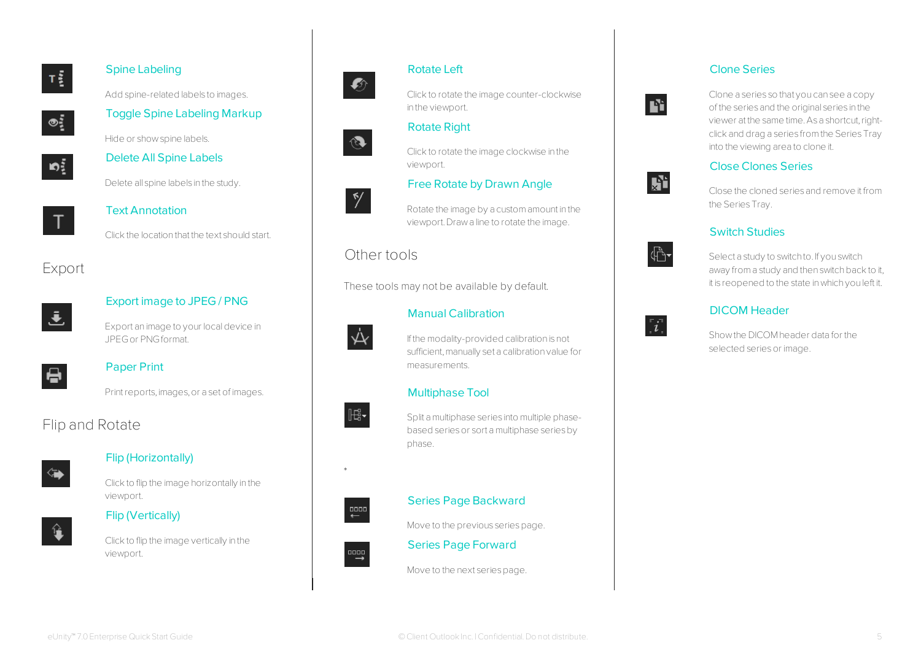### Spine Labeling

Add spine-related labels to images.

### Toggle Spine Labeling Markup

Hide or show spine labels.

### Delete All Spine Labels

Delete all spine labels in the study.

### Text Annotation

Click the location that the text should start.

## Export

### Export image to JPEG / PNG

Export an image to your local device in JPEG or PNG format.

### Paper Print

Print reports, images, or a set of images.

## Flip and Rotate

### Flip (Horizontally)

Click to flip the image horizontally in the viewport.

### Flip (Vertically)

Click to flip the image vertically in the viewport.

### Rotate Left

Click to rotate the image counter-clockwise in the viewport.

### Rotate Right

Click to rotate the image clockwise in the viewport.

### Free Rotate by Drawn Angle

Rotate the image by a custom amount in the viewport. Draw a line to rotate the image.

## Other tools

These tools may not be available by default.

### Manual Calibration

If the modality-provided calibration is not sufficient, manually set a calibration value for measurements.

### Multiphase Tool

Split a multiphase series into multiple phase-based series or sort a multiphase series by phase.

*

### Series Page Backward

Move to the previous series page.

### Series Page Forward

Move to the next series page.

### Clone Series

Clone a series so that you can see a copy of the series and the original series in the viewer at the same time. As a shortcut, right-click and drag a series from the Series Tray into the viewing area to clone it.

### Close Clones Series

Close the cloned series and remove it from the Series Tray.

### Switch Studies

Select a study to switch to. If you switch away from a study and then switch back to it, it is reopened to the state in which you left it.

### DICOM Header

Show the DICOM header data for the selected series or image.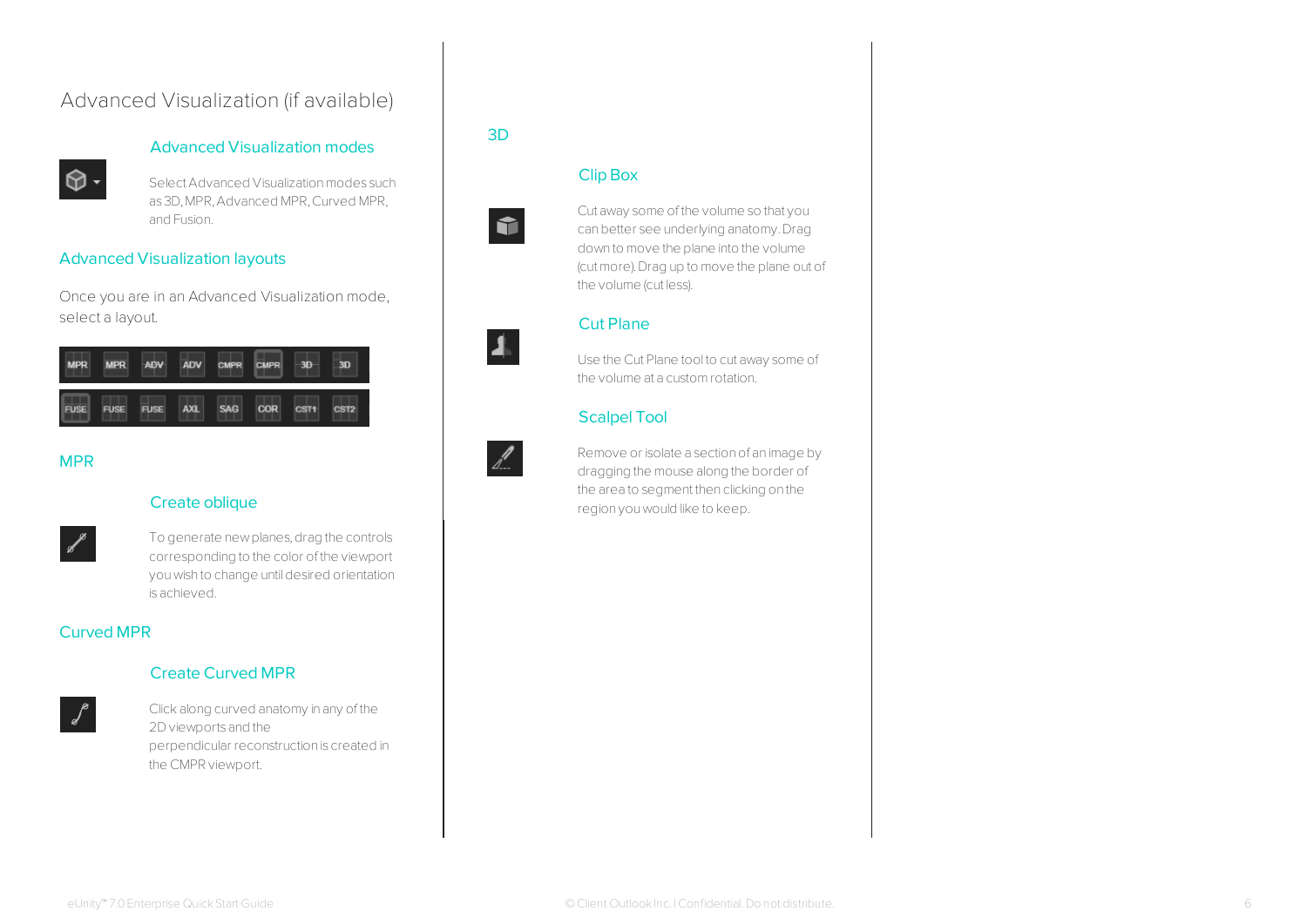# Advanced Visualization (if available)

### Advanced Visualization modes

Select Advanced Visualization modes such as 3D, MPR, Advanced MPR, Curved MPR, and Fusion.

## Advanced Visualization layouts

Once you are in an Advanced Visualization mode, select a layout.

MPR MPR ADV ADV CMPR CMPR 3D 3D

FUSE FUSE FUSE AXL SAG COR CST1 CST2

## MPR

### Create oblique

To generate new planes, drag the controls corresponding to the color of the viewport you wish to change until desired orientation is achieved.

## Curved MPR

### Create Curved MPR

Click along curved anatomy in any of the 2D viewports and the perpendicular reconstruction is created in the CMPR viewport.

## 3D

### Clip Box

Cut away some of the volume so that you can better see underlying anatomy. Drag down to move the plane into the volume (cut more). Drag up to move the plane out of the volume (cut less).

### Cut Plane

Use the Cut Plane tool to cut away some of the volume at a custom rotation.

### Scalpel Tool

Remove or isolate a section of an image by dragging the mouse along the border of the area to segment then clicking on the region you would like to keep.